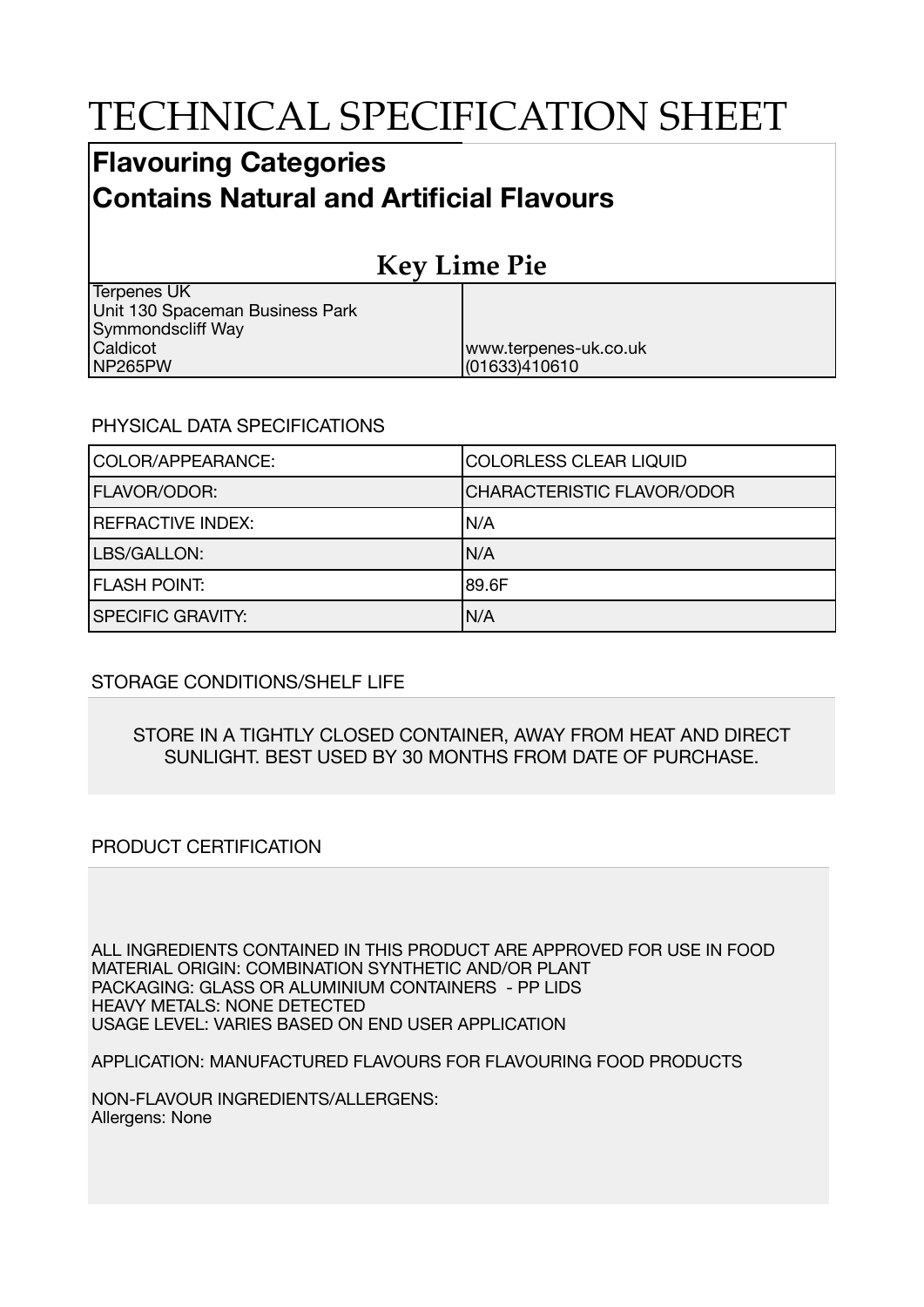# TECHNICAL SPECIFICATION SHEET

## Flavouring Categories
## Contains Natural and Artificial Flavours

## Key Lime Pie

| | |
|---|---|
| Terpenes UK<br>Unit 130 Spaceman Business Park<br>Symmondscliff Way<br>Caldicot<br>NP265PW | www.terpenes-uk.co.uk<br>(01633)410610 |

PHYSICAL DATA SPECIFICATIONS

| | |
|---|---|
| COLOR/APPEARANCE: | COLORLESS CLEAR LIQUID |
| FLAVOR/ODOR: | CHARACTERISTIC FLAVOR/ODOR |
| REFRACTIVE INDEX: | N/A |
| LBS/GALLON: | N/A |
| FLASH POINT: | 89.6F |
| SPECIFIC GRAVITY: | N/A |

STORAGE CONDITIONS/SHELF LIFE

STORE IN A TIGHTLY CLOSED CONTAINER, AWAY FROM HEAT AND DIRECT SUNLIGHT. BEST USED BY 30 MONTHS FROM DATE OF PURCHASE.

PRODUCT CERTIFICATION

ALL INGREDIENTS CONTAINED IN THIS PRODUCT ARE APPROVED FOR USE IN FOOD
MATERIAL ORIGIN: COMBINATION SYNTHETIC AND/OR PLANT
PACKAGING: GLASS OR ALUMINIUM CONTAINERS - PP LIDS
HEAVY METALS: NONE DETECTED
USAGE LEVEL: VARIES BASED ON END USER APPLICATION

APPLICATION: MANUFACTURED FLAVOURS FOR FLAVOURING FOOD PRODUCTS

NON-FLAVOUR INGREDIENTS/ALLERGENS:
Allergens: None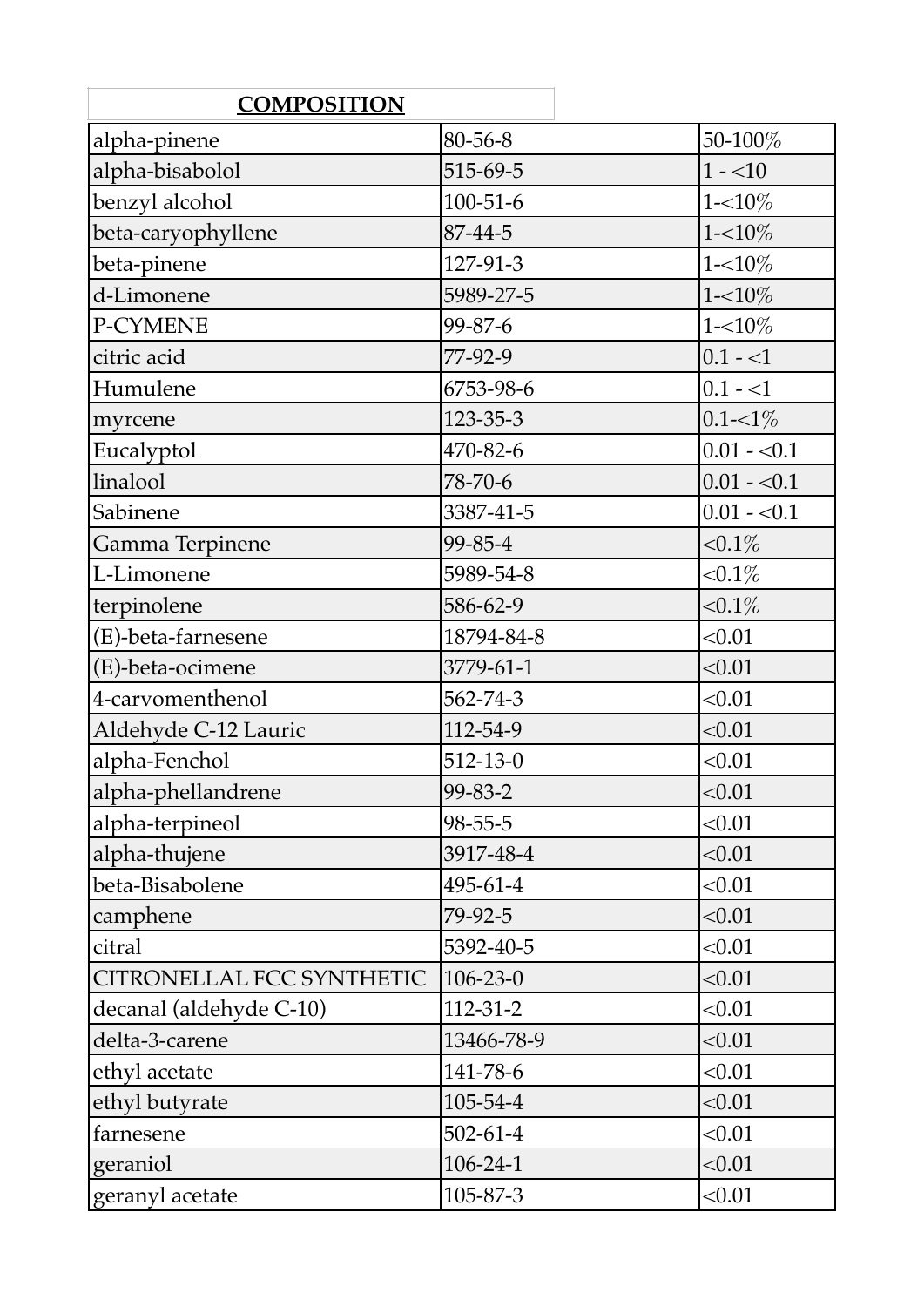| COMPOSITION | | |
|---|---|---|
| alpha-pinene | 80-56-8 | 50-100% |
| alpha-bisabolol | 515-69-5 | 1 - <10 |
| benzyl alcohol | 100-51-6 | 1-<10% |
| beta-caryophyllene | 87-44-5 | 1-<10% |
| beta-pinene | 127-91-3 | 1-<10% |
| d-Limonene | 5989-27-5 | 1-<10% |
| P-CYMENE | 99-87-6 | 1-<10% |
| citric acid | 77-92-9 | 0.1 - <1 |
| Humulene | 6753-98-6 | 0.1 - <1 |
| myrcene | 123-35-3 | 0.1-<1% |
| Eucalyptol | 470-82-6 | 0.01 - <0.1 |
| linalool | 78-70-6 | 0.01 - <0.1 |
| Sabinene | 3387-41-5 | 0.01 - <0.1 |
| Gamma Terpinene | 99-85-4 | <0.1% |
| L-Limonene | 5989-54-8 | <0.1% |
| terpinolene | 586-62-9 | <0.1% |
| (E)-beta-farnesene | 18794-84-8 | <0.01 |
| (E)-beta-ocimene | 3779-61-1 | <0.01 |
| 4-carvomenthenol | 562-74-3 | <0.01 |
| Aldehyde C-12 Lauric | 112-54-9 | <0.01 |
| alpha-Fenchol | 512-13-0 | <0.01 |
| alpha-phellandrene | 99-83-2 | <0.01 |
| alpha-terpineol | 98-55-5 | <0.01 |
| alpha-thujene | 3917-48-4 | <0.01 |
| beta-Bisabolene | 495-61-4 | <0.01 |
| camphene | 79-92-5 | <0.01 |
| citral | 5392-40-5 | <0.01 |
| CITRONELLAL FCC SYNTHETIC | 106-23-0 | <0.01 |
| decanal (aldehyde C-10) | 112-31-2 | <0.01 |
| delta-3-carene | 13466-78-9 | <0.01 |
| ethyl acetate | 141-78-6 | <0.01 |
| ethyl butyrate | 105-54-4 | <0.01 |
| farnesene | 502-61-4 | <0.01 |
| geraniol | 106-24-1 | <0.01 |
| geranyl acetate | 105-87-3 | <0.01 |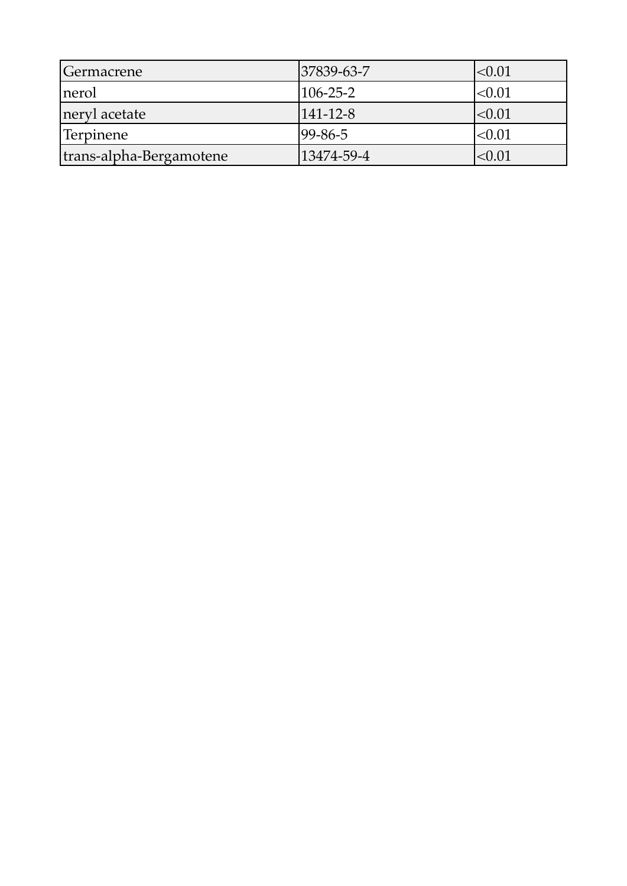| | | |
|---|---|---|
| Germacrene | 37839-63-7 | <0.01 |
| nerol | 106-25-2 | <0.01 |
| neryl acetate | 141-12-8 | <0.01 |
| Terpinene | 99-86-5 | <0.01 |
| trans-alpha-Bergamotene | 13474-59-4 | <0.01 |